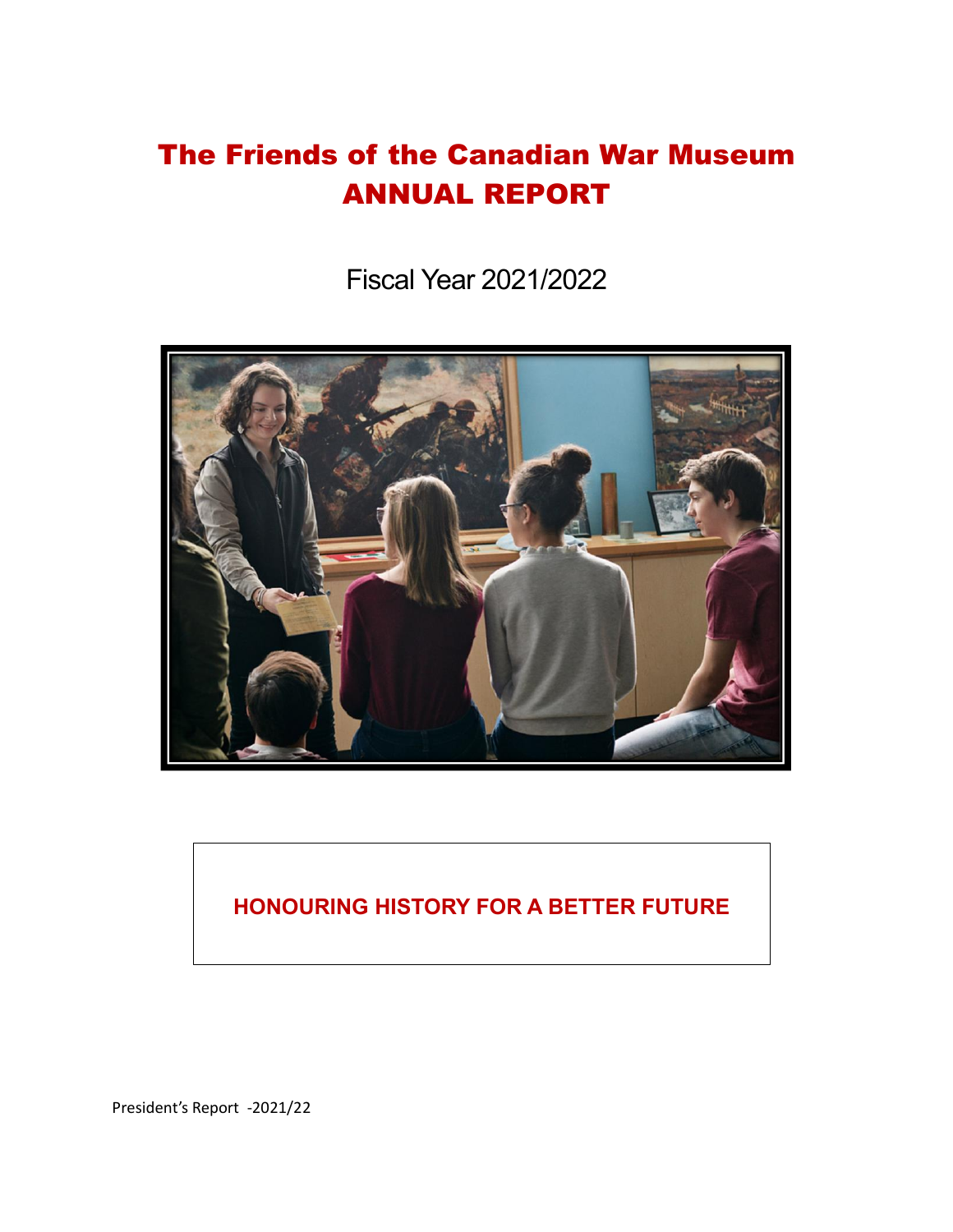# The Friends of the Canadian War Museum ANNUAL REPORT

Fiscal Year 2021/2022

**HONOURING HISTORY FOR A BETTER FUTURE**

President's Report -2021/22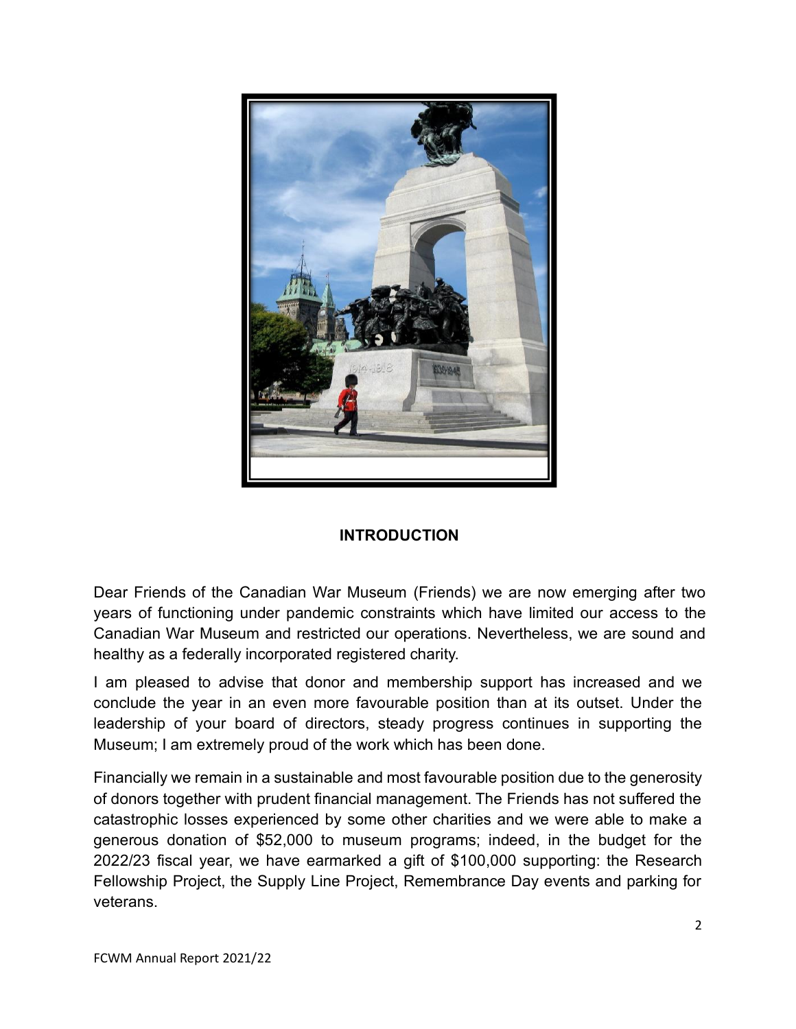## INTRODUCTION

Dear Friends of the Canadian War Museum (Friends) we are now emerging after two years of functioning under pandemic constraints which have limited our access to the Canadian War Museum and restricted our operations. Nevertheless, we are sound and healthy as a federally incorporated registered charity.

I am pleased to advise that donor and membership support has increased and we conclude the year in an even more favourable position than at its outset. Under the leadership of your board of directors, steady progress continues in supporting the Museum; I am extremely proud of the work which has been done.

Financially we remain in a sustainable and most favourable position due to the generosity of donors together with prudent financial management. The Friends has not suffered the catastrophic losses experienced by some other charities and we were able to make a generous donation of $52,000 to museum programs; indeed, in the budget for the 2022/23 fiscal year, we have earmarked a gift of $100,000 supporting: the Research Fellowship Project, the Supply Line Project, Remembrance Day events and parking for veterans.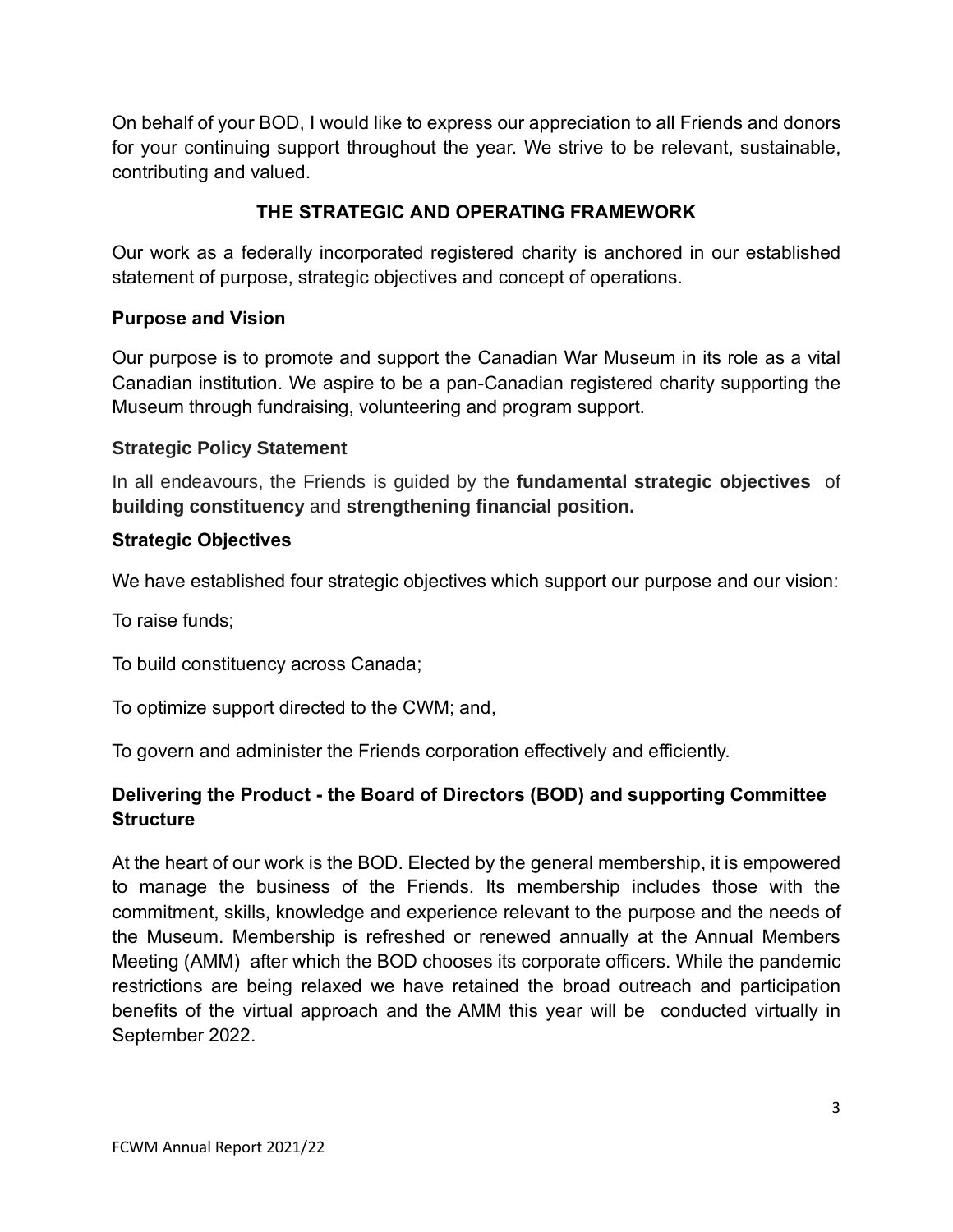On behalf of your BOD, I would like to express our appreciation to all Friends and donors for your continuing support throughout the year. We strive to be relevant, sustainable, contributing and valued.

## THE STRATEGIC AND OPERATING FRAMEWORK

Our work as a federally incorporated registered charity is anchored in our established statement of purpose, strategic objectives and concept of operations.

### Purpose and Vision

Our purpose is to promote and support the Canadian War Museum in its role as a vital Canadian institution. We aspire to be a pan-Canadian registered charity supporting the Museum through fundraising, volunteering and program support.

### Strategic Policy Statement

In all endeavours, the Friends is guided by the **fundamental strategic objectives** of **building constituency** and **strengthening financial position.**

### Strategic Objectives

We have established four strategic objectives which support our purpose and our vision:

To raise funds;

To build constituency across Canada;

To optimize support directed to the CWM; and,

To govern and administer the Friends corporation effectively and efficiently.

### Delivering the Product - the Board of Directors (BOD) and supporting Committee Structure

At the heart of our work is the BOD. Elected by the general membership, it is empowered to manage the business of the Friends. Its membership includes those with the commitment, skills, knowledge and experience relevant to the purpose and the needs of the Museum. Membership is refreshed or renewed annually at the Annual Members Meeting (AMM) after which the BOD chooses its corporate officers. While the pandemic restrictions are being relaxed we have retained the broad outreach and participation benefits of the virtual approach and the AMM this year will be conducted virtually in September 2022.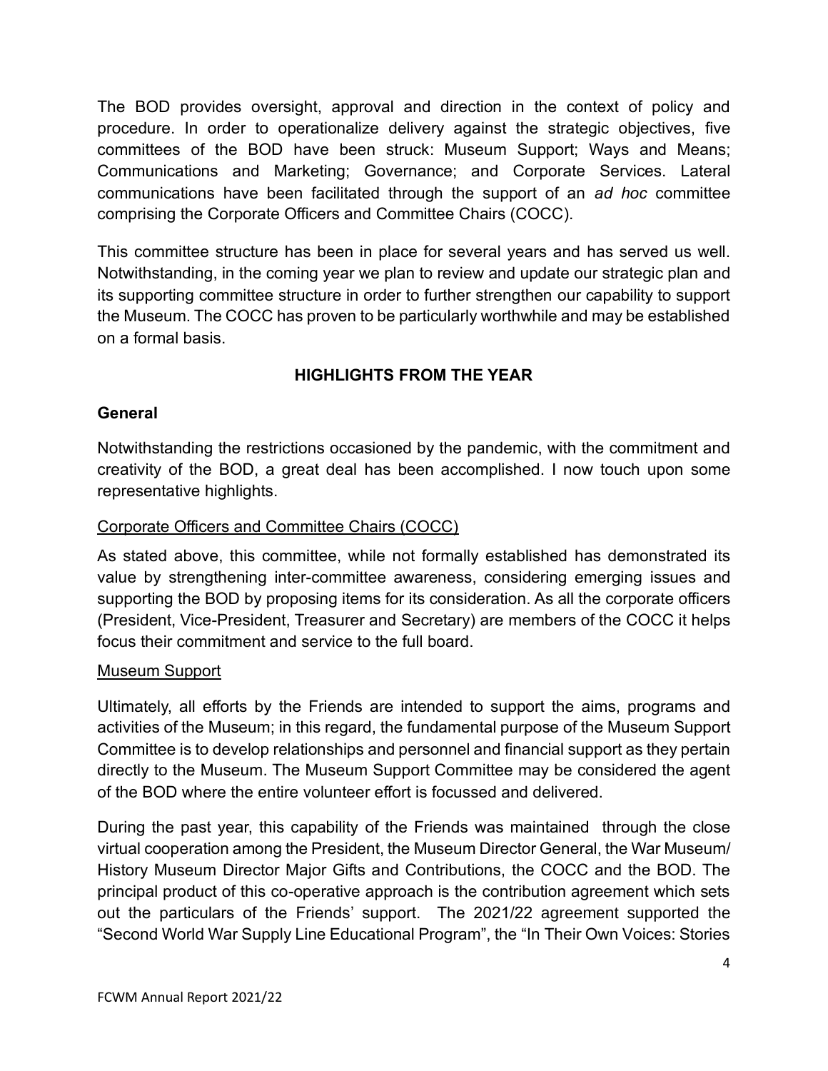The BOD provides oversight, approval and direction in the context of policy and procedure. In order to operationalize delivery against the strategic objectives, five committees of the BOD have been struck: Museum Support; Ways and Means; Communications and Marketing; Governance; and Corporate Services. Lateral communications have been facilitated through the support of an *ad hoc* committee comprising the Corporate Officers and Committee Chairs (COCC).

This committee structure has been in place for several years and has served us well. Notwithstanding, in the coming year we plan to review and update our strategic plan and its supporting committee structure in order to further strengthen our capability to support the Museum. The COCC has proven to be particularly worthwhile and may be established on a formal basis.

## HIGHLIGHTS FROM THE YEAR

### General

Notwithstanding the restrictions occasioned by the pandemic, with the commitment and creativity of the BOD, a great deal has been accomplished. I now touch upon some representative highlights.

#### Corporate Officers and Committee Chairs (COCC)

As stated above, this committee, while not formally established has demonstrated its value by strengthening inter-committee awareness, considering emerging issues and supporting the BOD by proposing items for its consideration. As all the corporate officers (President, Vice-President, Treasurer and Secretary) are members of the COCC it helps focus their commitment and service to the full board.

#### Museum Support

Ultimately, all efforts by the Friends are intended to support the aims, programs and activities of the Museum; in this regard, the fundamental purpose of the Museum Support Committee is to develop relationships and personnel and financial support as they pertain directly to the Museum. The Museum Support Committee may be considered the agent of the BOD where the entire volunteer effort is focussed and delivered.

During the past year, this capability of the Friends was maintained through the close virtual cooperation among the President, the Museum Director General, the War Museum/ History Museum Director Major Gifts and Contributions, the COCC and the BOD. The principal product of this co-operative approach is the contribution agreement which sets out the particulars of the Friends' support. The 2021/22 agreement supported the "Second World War Supply Line Educational Program", the "In Their Own Voices: Stories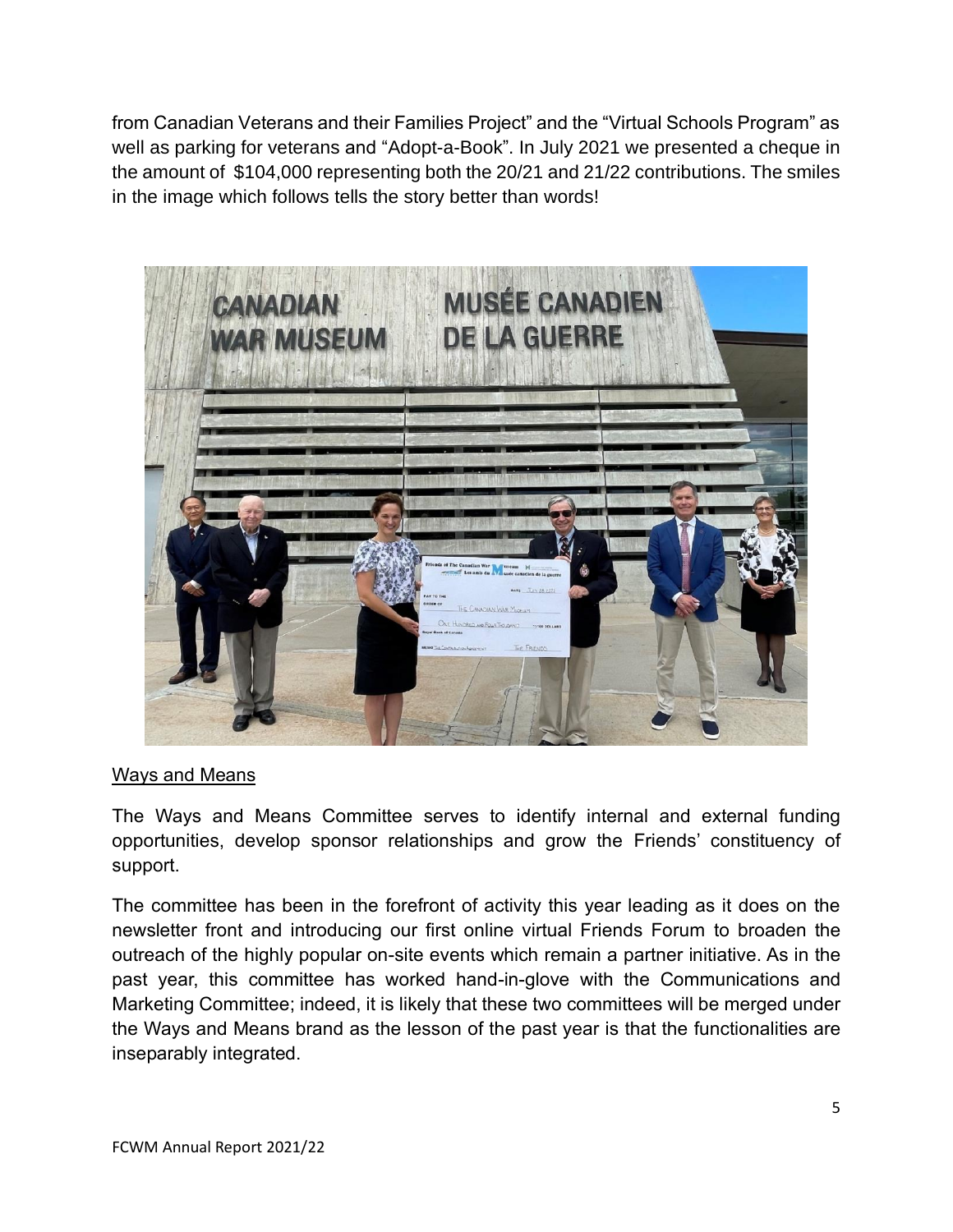from Canadian Veterans and their Families Project" and the "Virtual Schools Program" as well as parking for veterans and "Adopt-a-Book". In July 2021 we presented a cheque in the amount of $104,000 representing both the 20/21 and 21/22 contributions. The smiles in the image which follows tells the story better than words!

## Ways and Means

The Ways and Means Committee serves to identify internal and external funding opportunities, develop sponsor relationships and grow the Friends' constituency of support.

The committee has been in the forefront of activity this year leading as it does on the newsletter front and introducing our first online virtual Friends Forum to broaden the outreach of the highly popular on-site events which remain a partner initiative. As in the past year, this committee has worked hand-in-glove with the Communications and Marketing Committee; indeed, it is likely that these two committees will be merged under the Ways and Means brand as the lesson of the past year is that the functionalities are inseparably integrated.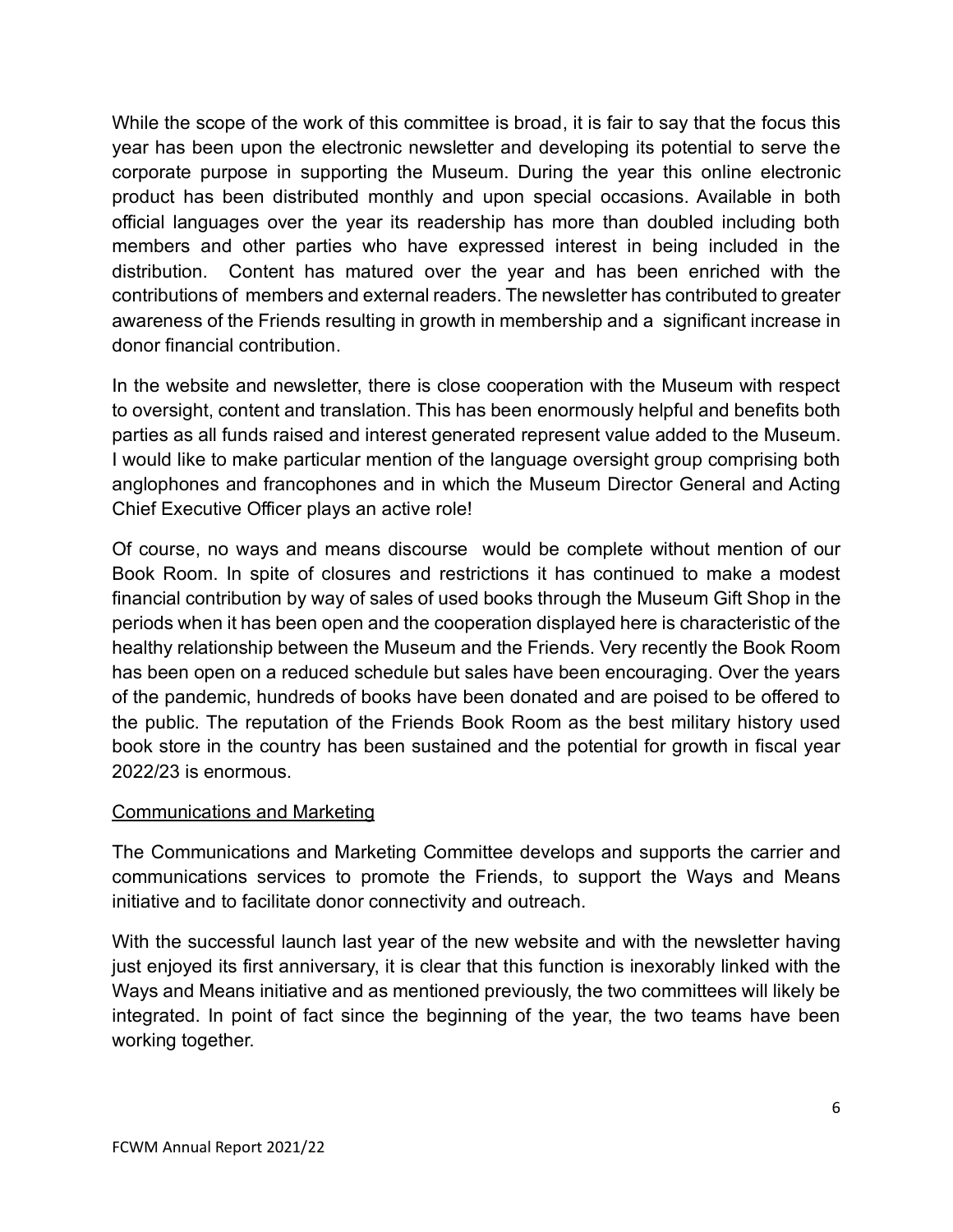While the scope of the work of this committee is broad, it is fair to say that the focus this year has been upon the electronic newsletter and developing its potential to serve the corporate purpose in supporting the Museum. During the year this online electronic product has been distributed monthly and upon special occasions. Available in both official languages over the year its readership has more than doubled including both members and other parties who have expressed interest in being included in the distribution. Content has matured over the year and has been enriched with the contributions of members and external readers. The newsletter has contributed to greater awareness of the Friends resulting in growth in membership and a significant increase in donor financial contribution.

In the website and newsletter, there is close cooperation with the Museum with respect to oversight, content and translation. This has been enormously helpful and benefits both parties as all funds raised and interest generated represent value added to the Museum. I would like to make particular mention of the language oversight group comprising both anglophones and francophones and in which the Museum Director General and Acting Chief Executive Officer plays an active role!

Of course, no ways and means discourse would be complete without mention of our Book Room. In spite of closures and restrictions it has continued to make a modest financial contribution by way of sales of used books through the Museum Gift Shop in the periods when it has been open and the cooperation displayed here is characteristic of the healthy relationship between the Museum and the Friends. Very recently the Book Room has been open on a reduced schedule but sales have been encouraging. Over the years of the pandemic, hundreds of books have been donated and are poised to be offered to the public. The reputation of the Friends Book Room as the best military history used book store in the country has been sustained and the potential for growth in fiscal year 2022/23 is enormous.

## Communications and Marketing

The Communications and Marketing Committee develops and supports the carrier and communications services to promote the Friends, to support the Ways and Means initiative and to facilitate donor connectivity and outreach.

With the successful launch last year of the new website and with the newsletter having just enjoyed its first anniversary, it is clear that this function is inexorably linked with the Ways and Means initiative and as mentioned previously, the two committees will likely be integrated. In point of fact since the beginning of the year, the two teams have been working together.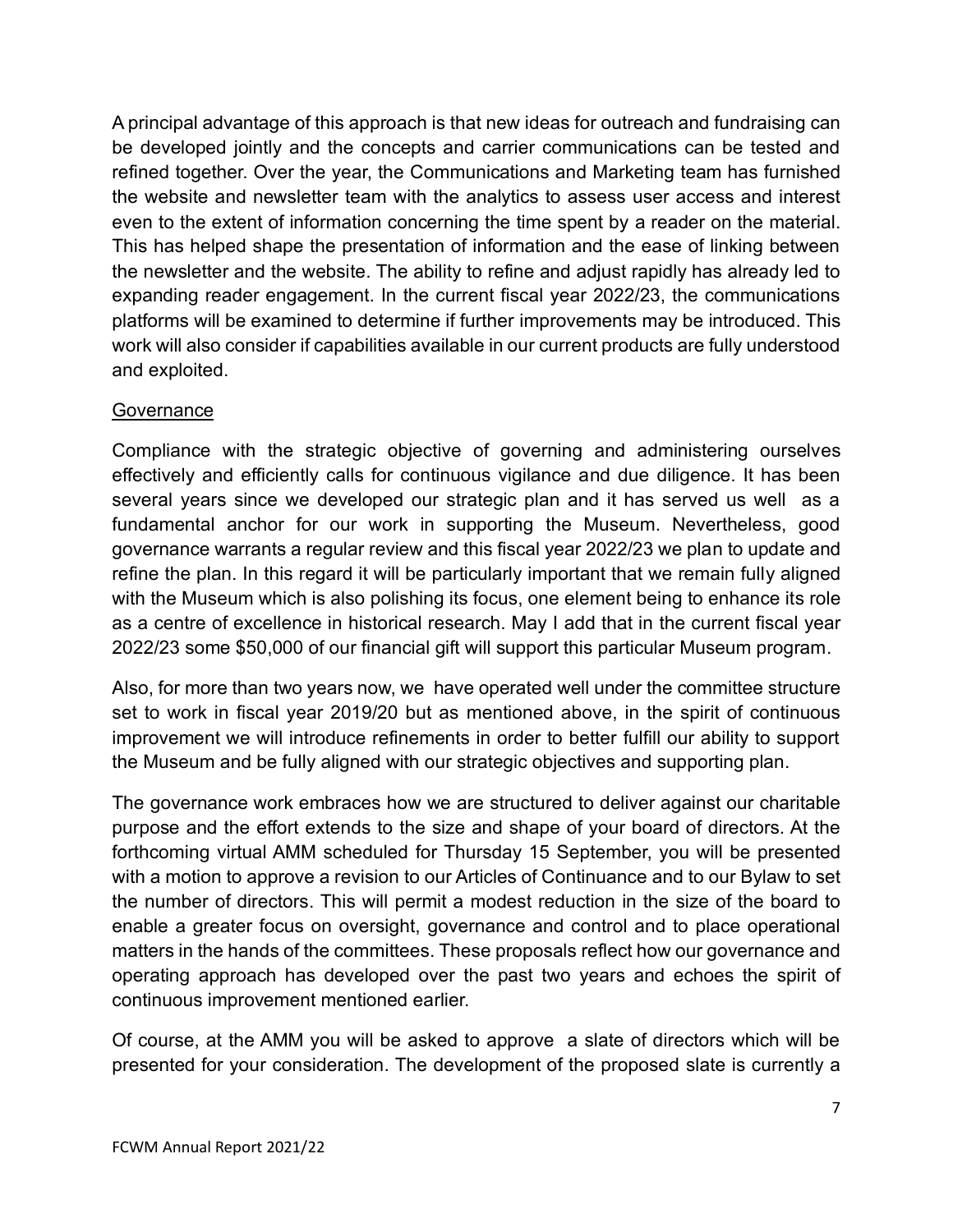A principal advantage of this approach is that new ideas for outreach and fundraising can be developed jointly and the concepts and carrier communications can be tested and refined together. Over the year, the Communications and Marketing team has furnished the website and newsletter team with the analytics to assess user access and interest even to the extent of information concerning the time spent by a reader on the material. This has helped shape the presentation of information and the ease of linking between the newsletter and the website. The ability to refine and adjust rapidly has already led to expanding reader engagement. In the current fiscal year 2022/23, the communications platforms will be examined to determine if further improvements may be introduced. This work will also consider if capabilities available in our current products are fully understood and exploited.

<u>Governance</u>

Compliance with the strategic objective of governing and administering ourselves effectively and efficiently calls for continuous vigilance and due diligence. It has been several years since we developed our strategic plan and it has served us well as a fundamental anchor for our work in supporting the Museum. Nevertheless, good governance warrants a regular review and this fiscal year 2022/23 we plan to update and refine the plan. In this regard it will be particularly important that we remain fully aligned with the Museum which is also polishing its focus, one element being to enhance its role as a centre of excellence in historical research. May I add that in the current fiscal year 2022/23 some $50,000 of our financial gift will support this particular Museum program.

Also, for more than two years now, we have operated well under the committee structure set to work in fiscal year 2019/20 but as mentioned above, in the spirit of continuous improvement we will introduce refinements in order to better fulfill our ability to support the Museum and be fully aligned with our strategic objectives and supporting plan.

The governance work embraces how we are structured to deliver against our charitable purpose and the effort extends to the size and shape of your board of directors. At the forthcoming virtual AMM scheduled for Thursday 15 September, you will be presented with a motion to approve a revision to our Articles of Continuance and to our Bylaw to set the number of directors. This will permit a modest reduction in the size of the board to enable a greater focus on oversight, governance and control and to place operational matters in the hands of the committees. These proposals reflect how our governance and operating approach has developed over the past two years and echoes the spirit of continuous improvement mentioned earlier.

Of course, at the AMM you will be asked to approve a slate of directors which will be presented for your consideration. The development of the proposed slate is currently a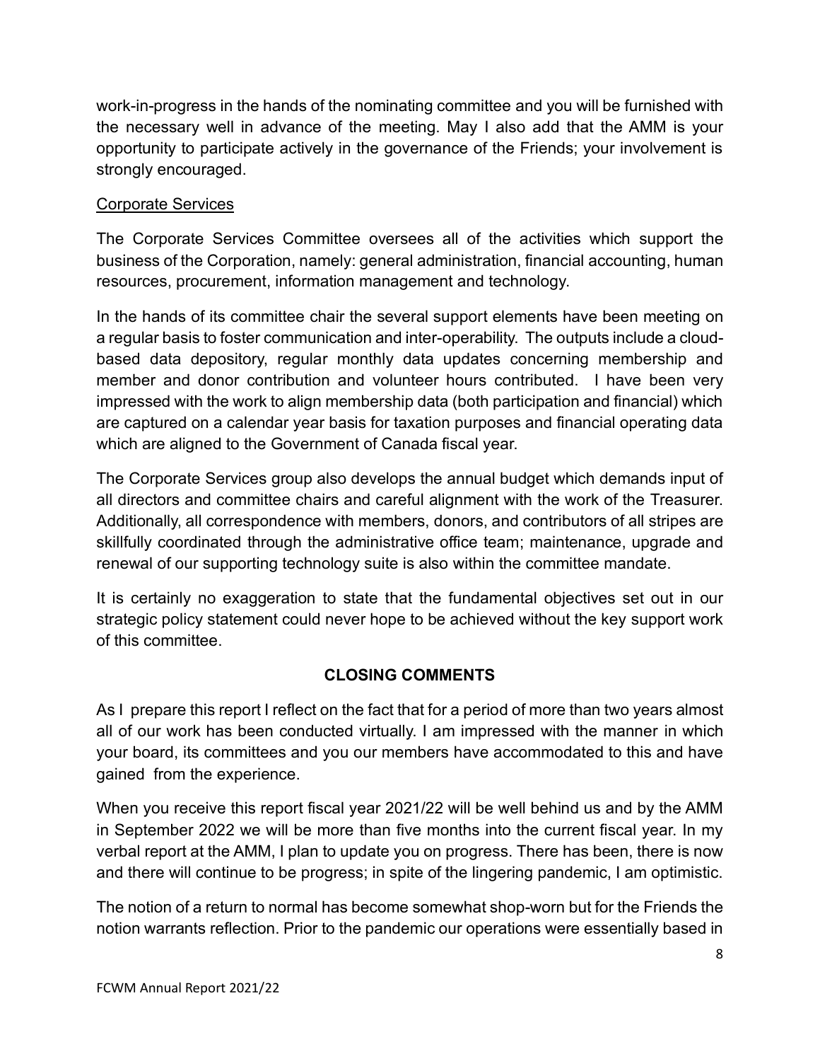work-in-progress in the hands of the nominating committee and you will be furnished with the necessary well in advance of the meeting. May I also add that the AMM is your opportunity to participate actively in the governance of the Friends; your involvement is strongly encouraged.

Corporate Services

The Corporate Services Committee oversees all of the activities which support the business of the Corporation, namely: general administration, financial accounting, human resources, procurement, information management and technology.

In the hands of its committee chair the several support elements have been meeting on a regular basis to foster communication and inter-operability. The outputs include a cloud-based data depository, regular monthly data updates concerning membership and member and donor contribution and volunteer hours contributed. I have been very impressed with the work to align membership data (both participation and financial) which are captured on a calendar year basis for taxation purposes and financial operating data which are aligned to the Government of Canada fiscal year.

The Corporate Services group also develops the annual budget which demands input of all directors and committee chairs and careful alignment with the work of the Treasurer. Additionally, all correspondence with members, donors, and contributors of all stripes are skillfully coordinated through the administrative office team; maintenance, upgrade and renewal of our supporting technology suite is also within the committee mandate.

It is certainly no exaggeration to state that the fundamental objectives set out in our strategic policy statement could never hope to be achieved without the key support work of this committee.

## CLOSING COMMENTS

As I prepare this report I reflect on the fact that for a period of more than two years almost all of our work has been conducted virtually. I am impressed with the manner in which your board, its committees and you our members have accommodated to this and have gained from the experience.

When you receive this report fiscal year 2021/22 will be well behind us and by the AMM in September 2022 we will be more than five months into the current fiscal year. In my verbal report at the AMM, I plan to update you on progress. There has been, there is now and there will continue to be progress; in spite of the lingering pandemic, I am optimistic.

The notion of a return to normal has become somewhat shop-worn but for the Friends the notion warrants reflection. Prior to the pandemic our operations were essentially based in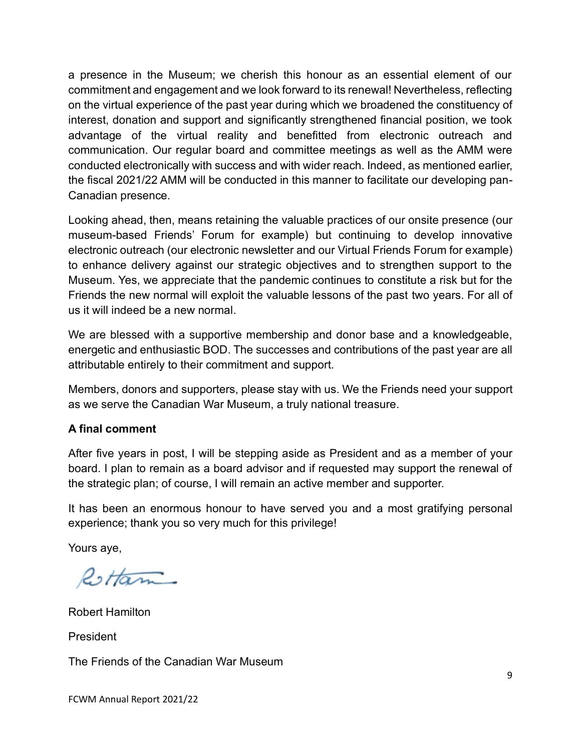a presence in the Museum; we cherish this honour as an essential element of our commitment and engagement and we look forward to its renewal! Nevertheless, reflecting on the virtual experience of the past year during which we broadened the constituency of interest, donation and support and significantly strengthened financial position, we took advantage of the virtual reality and benefitted from electronic outreach and communication. Our regular board and committee meetings as well as the AMM were conducted electronically with success and with wider reach. Indeed, as mentioned earlier, the fiscal 2021/22 AMM will be conducted in this manner to facilitate our developing pan-Canadian presence.

Looking ahead, then, means retaining the valuable practices of our onsite presence (our museum-based Friends' Forum for example) but continuing to develop innovative electronic outreach (our electronic newsletter and our Virtual Friends Forum for example) to enhance delivery against our strategic objectives and to strengthen support to the Museum. Yes, we appreciate that the pandemic continues to constitute a risk but for the Friends the new normal will exploit the valuable lessons of the past two years. For all of us it will indeed be a new normal.

We are blessed with a supportive membership and donor base and a knowledgeable, energetic and enthusiastic BOD. The successes and contributions of the past year are all attributable entirely to their commitment and support.

Members, donors and supporters, please stay with us. We the Friends need your support as we serve the Canadian War Museum, a truly national treasure.

**A final comment**

After five years in post, I will be stepping aside as President and as a member of your board. I plan to remain as a board advisor and if requested may support the renewal of the strategic plan; of course, I will remain an active member and supporter.

It has been an enormous honour to have served you and a most gratifying personal experience; thank you so very much for this privilege!

Yours aye,

Robert Hamilton

President

The Friends of the Canadian War Museum